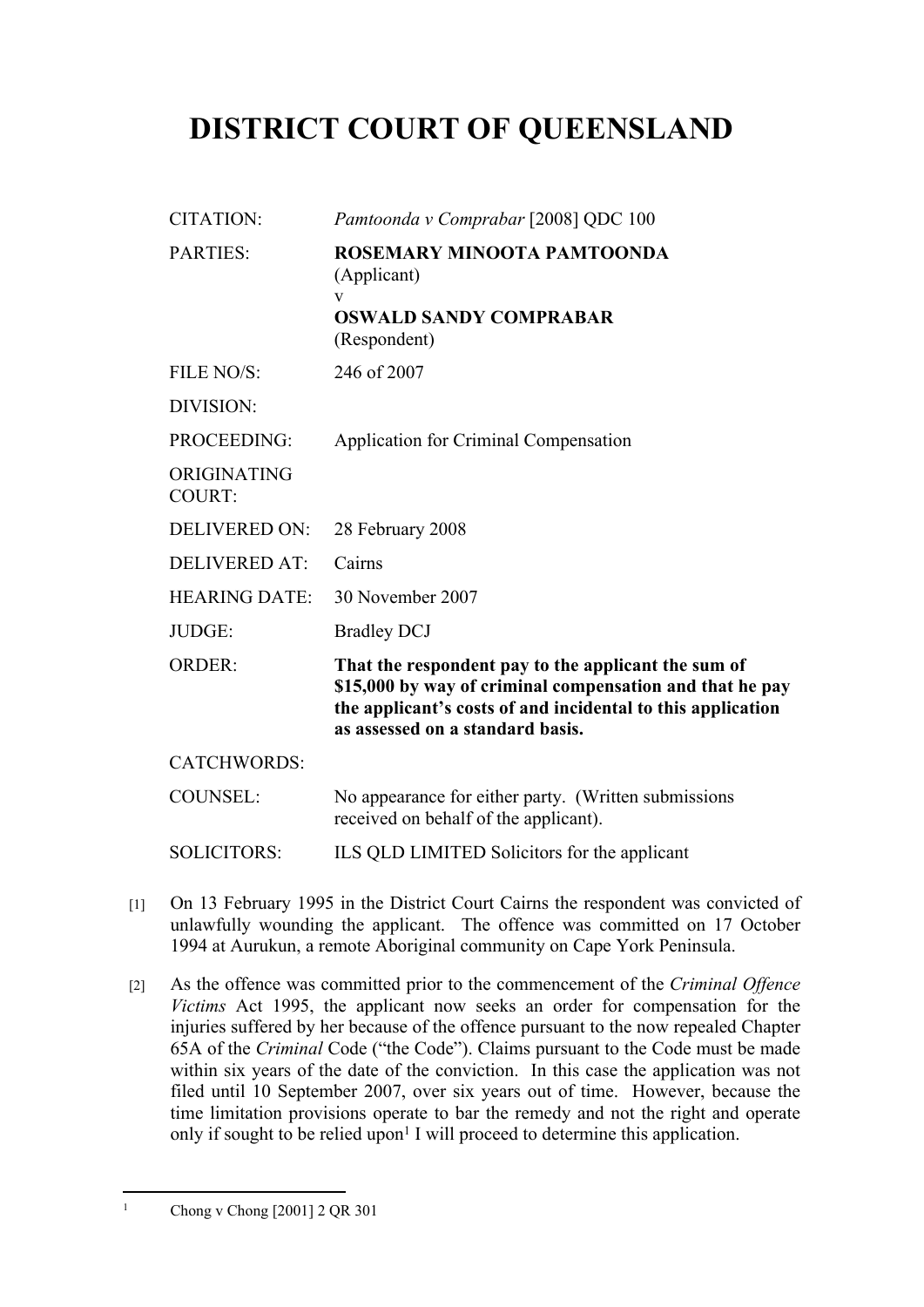# DISTRICT COURT OF QUEENSLAND

| | |
|---|---|
| CITATION: | *Pamtoonda v Comprabar* [2008] QDC 100 |
| PARTIES: | **ROSEMARY MINOOTA PAMTOONDA** (Applicant) v **OSWALD SANDY COMPRABAR** (Respondent) |
| FILE NO/S: | 246 of 2007 |
| DIVISION: | |
| PROCEEDING: | Application for Criminal Compensation |
| ORIGINATING COURT: | |
| DELIVERED ON: | 28 February 2008 |
| DELIVERED AT: | Cairns |
| HEARING DATE: | 30 November 2007 |
| JUDGE: | Bradley DCJ |
| ORDER: | **That the respondent pay to the applicant the sum of $15,000 by way of criminal compensation and that he pay the applicant's costs of and incidental to this application as assessed on a standard basis.** |
| CATCHWORDS: | |
| COUNSEL: | No appearance for either party. (Written submissions received on behalf of the applicant). |
| SOLICITORS: | ILS QLD LIMITED Solicitors for the applicant |

[1] On 13 February 1995 in the District Court Cairns the respondent was convicted of unlawfully wounding the applicant. The offence was committed on 17 October 1994 at Aurukun, a remote Aboriginal community on Cape York Peninsula.

[2] As the offence was committed prior to the commencement of the *Criminal Offence Victims* Act 1995, the applicant now seeks an order for compensation for the injuries suffered by her because of the offence pursuant to the now repealed Chapter 65A of the *Criminal* Code ("the Code"). Claims pursuant to the Code must be made within six years of the date of the conviction. In this case the application was not filed until 10 September 2007, over six years out of time. However, because the time limitation provisions operate to bar the remedy and not the right and operate only if sought to be relied upon[1] I will proceed to determine this application.

---

[1] Chong v Chong [2001] 2 QR 301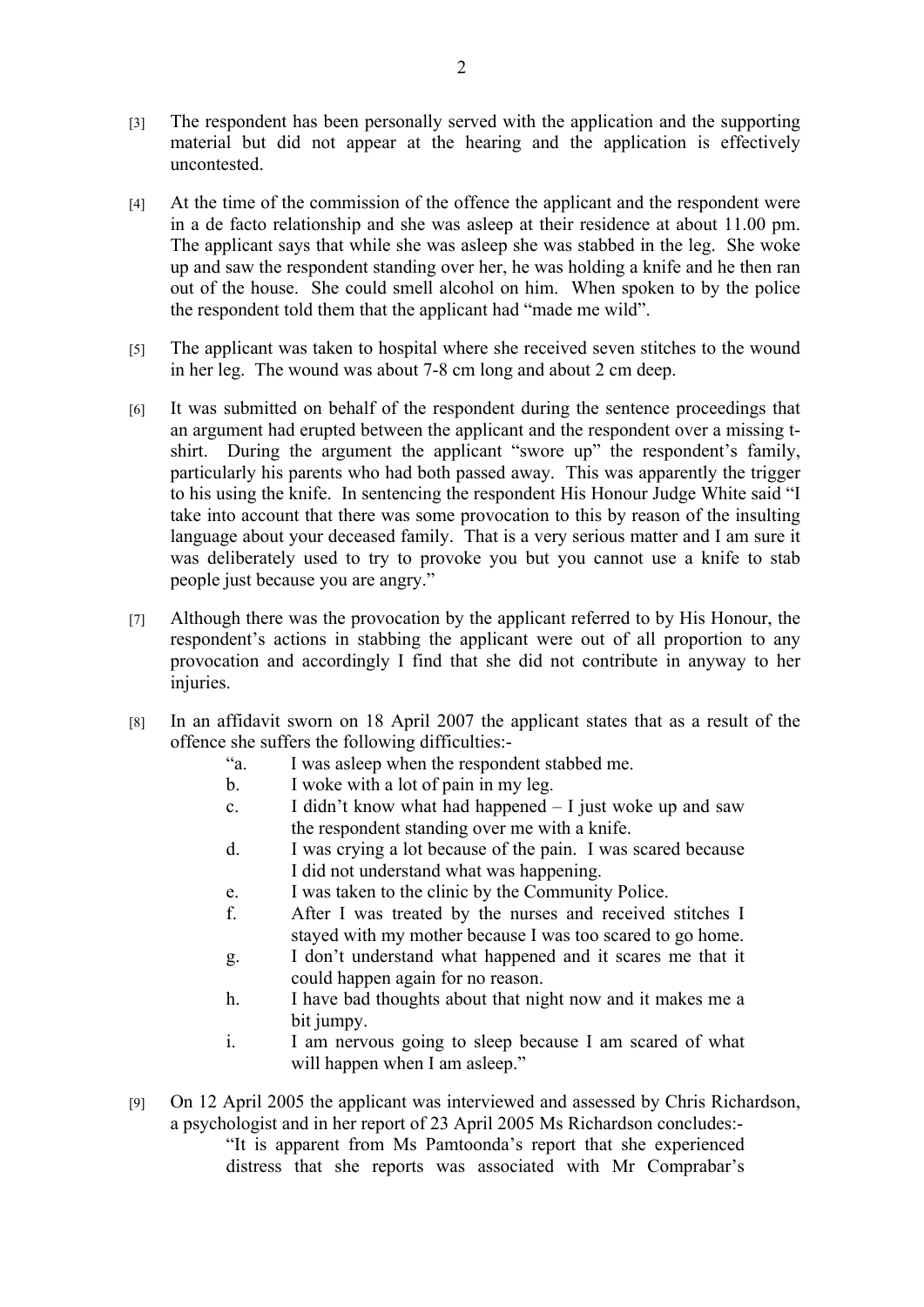[3] The respondent has been personally served with the application and the supporting material but did not appear at the hearing and the application is effectively uncontested.

[4] At the time of the commission of the offence the applicant and the respondent were in a de facto relationship and she was asleep at their residence at about 11.00 pm. The applicant says that while she was asleep she was stabbed in the leg. She woke up and saw the respondent standing over her, he was holding a knife and he then ran out of the house. She could smell alcohol on him. When spoken to by the police the respondent told them that the applicant had "made me wild".

[5] The applicant was taken to hospital where she received seven stitches to the wound in her leg. The wound was about 7-8 cm long and about 2 cm deep.

[6] It was submitted on behalf of the respondent during the sentence proceedings that an argument had erupted between the applicant and the respondent over a missing t-shirt. During the argument the applicant "swore up" the respondent's family, particularly his parents who had both passed away. This was apparently the trigger to his using the knife. In sentencing the respondent His Honour Judge White said "I take into account that there was some provocation to this by reason of the insulting language about your deceased family. That is a very serious matter and I am sure it was deliberately used to try to provoke you but you cannot use a knife to stab people just because you are angry."

[7] Although there was the provocation by the applicant referred to by His Honour, the respondent's actions in stabbing the applicant were out of all proportion to any provocation and accordingly I find that she did not contribute in anyway to her injuries.

[8] In an affidavit sworn on 18 April 2007 the applicant states that as a result of the offence she suffers the following difficulties:-

> "a. I was asleep when the respondent stabbed me.
> b. I woke with a lot of pain in my leg.
> c. I didn't know what had happened – I just woke up and saw the respondent standing over me with a knife.
> d. I was crying a lot because of the pain. I was scared because I did not understand what was happening.
> e. I was taken to the clinic by the Community Police.
> f. After I was treated by the nurses and received stitches I stayed with my mother because I was too scared to go home.
> g. I don't understand what happened and it scares me that it could happen again for no reason.
> h. I have bad thoughts about that night now and it makes me a bit jumpy.
> i. I am nervous going to sleep because I am scared of what will happen when I am asleep."

[9] On 12 April 2005 the applicant was interviewed and assessed by Chris Richardson, a psychologist and in her report of 23 April 2005 Ms Richardson concludes:-

> "It is apparent from Ms Pamtoonda's report that she experienced distress that she reports was associated with Mr Comprabar's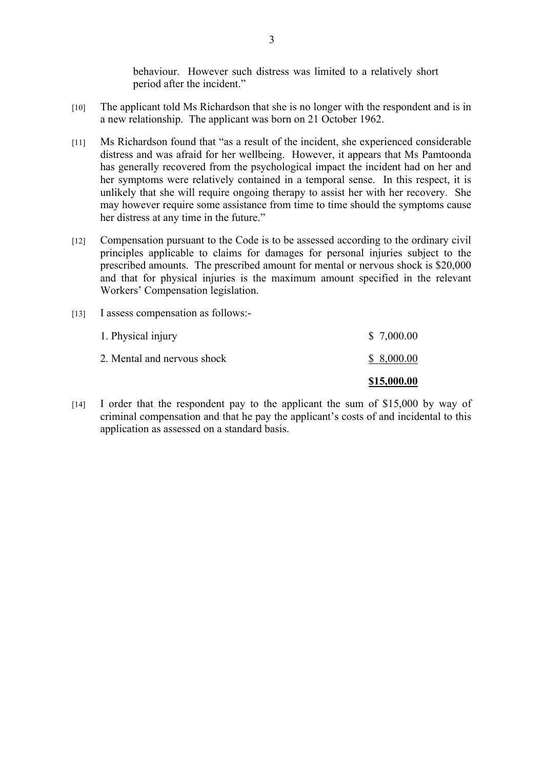behaviour. However such distress was limited to a relatively short period after the incident."

[10] The applicant told Ms Richardson that she is no longer with the respondent and is in a new relationship. The applicant was born on 21 October 1962.

[11] Ms Richardson found that "as a result of the incident, she experienced considerable distress and was afraid for her wellbeing. However, it appears that Ms Pamtoonda has generally recovered from the psychological impact the incident had on her and her symptoms were relatively contained in a temporal sense. In this respect, it is unlikely that she will require ongoing therapy to assist her with her recovery. She may however require some assistance from time to time should the symptoms cause her distress at any time in the future."

[12] Compensation pursuant to the Code is to be assessed according to the ordinary civil principles applicable to claims for damages for personal injuries subject to the prescribed amounts. The prescribed amount for mental or nervous shock is $20,000 and that for physical injuries is the maximum amount specified in the relevant Workers' Compensation legislation.

[13] I assess compensation as follows:-

| | |
|---|---|
| 1. Physical injury | $ 7,000.00 |
| 2. Mental and nervous shock | $ 8,000.00 |
| | **$15,000.00** |

[14] I order that the respondent pay to the applicant the sum of $15,000 by way of criminal compensation and that he pay the applicant's costs of and incidental to this application as assessed on a standard basis.